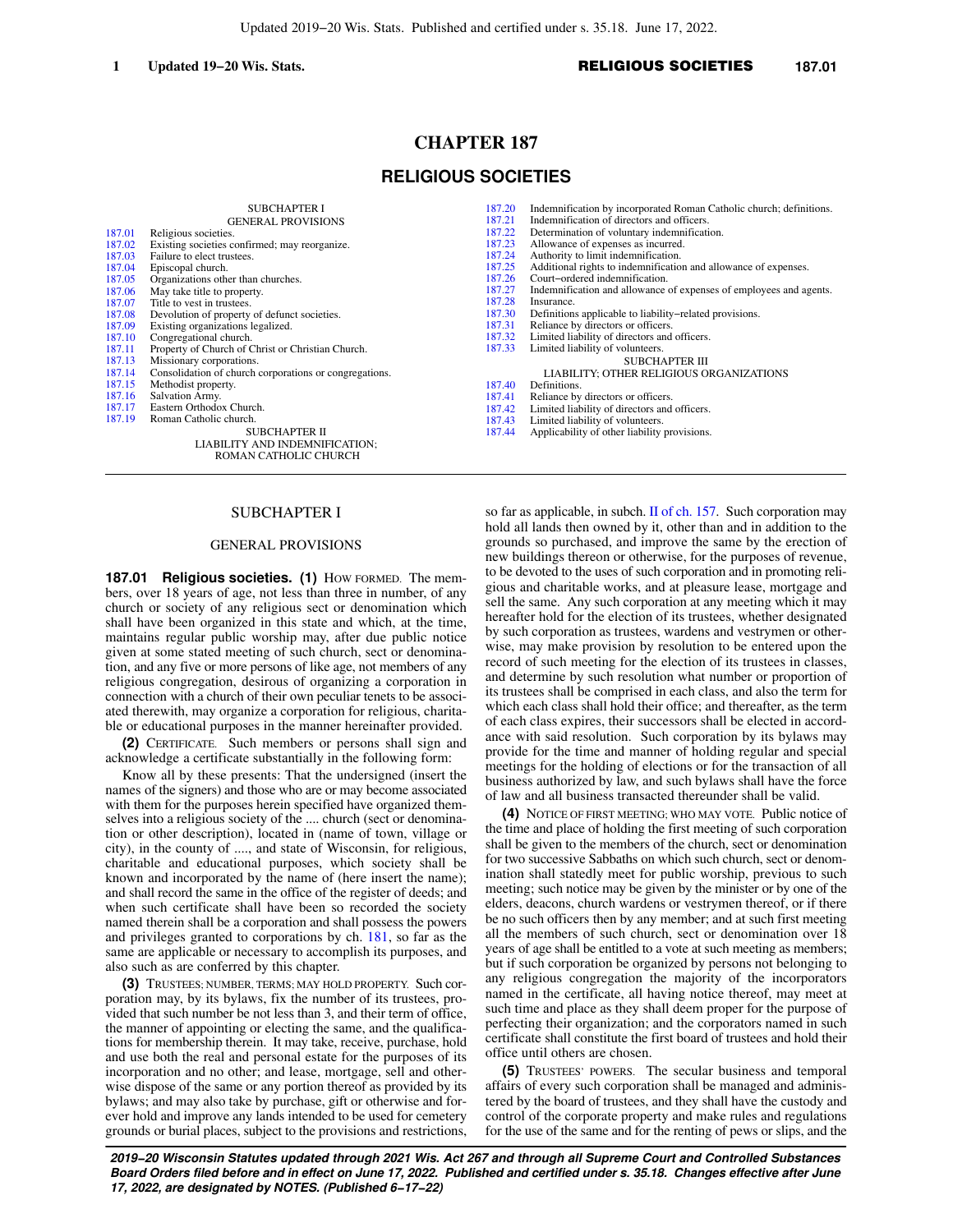# CHAPTER 187

# RELIGIOUS SOCIETIES

SUBCHAPTER I
GENERAL PROVISIONS

187.01 Religious societies.
187.02 Existing societies confirmed; may reorganize.
187.03 Failure to elect trustees.
187.04 Episcopal church.
187.05 Organizations other than churches.
187.06 May take title to property.
187.07 Title to vest in trustees.
187.08 Devolution of property of defunct societies.
187.09 Existing organizations legalized.
187.10 Congregational church.
187.11 Property of Church of Christ or Christian Church.
187.13 Missionary corporations.
187.14 Consolidation of church corporations or congregations.
187.15 Methodist property.
187.16 Salvation Army.
187.17 Eastern Orthodox Church.
187.19 Roman Catholic church.

SUBCHAPTER II
LIABILITY AND INDEMNIFICATION;
ROMAN CATHOLIC CHURCH

187.20 Indemnification by incorporated Roman Catholic church; definitions.
187.21 Indemnification of directors and officers.
187.22 Determination of voluntary indemnification.
187.23 Allowance of expenses as incurred.
187.24 Authority to limit indemnification.
187.25 Additional rights to indemnification and allowance of expenses.
187.26 Court-ordered indemnification.
187.27 Indemnification and allowance of expenses of employees and agents.
187.28 Insurance.
187.30 Definitions applicable to liability-related provisions.
187.31 Reliance by directors or officers.
187.32 Limited liability of directors and officers.
187.33 Limited liability of volunteers.

SUBCHAPTER III
LIABILITY; OTHER RELIGIOUS ORGANIZATIONS

187.40 Definitions.
187.41 Reliance by directors or officers.
187.42 Limited liability of directors and officers.
187.43 Limited liability of volunteers.
187.44 Applicability of other liability provisions.

---

## SUBCHAPTER I

### GENERAL PROVISIONS

**187.01 Religious societies. (1)** HOW FORMED. The members, over 18 years of age, not less than three in number, of any church or society of any religious sect or denomination which shall have been organized in this state and which, at the time, maintains regular public worship may, after due public notice given at some stated meeting of such church, sect or denomination, and any five or more persons of like age, not members of any religious congregation, desirous of organizing a corporation in connection with a church of their own peculiar tenets to be associated therewith, may organize a corporation for religious, charitable or educational purposes in the manner hereinafter provided.

**(2)** CERTIFICATE. Such members or persons shall sign and acknowledge a certificate substantially in the following form:

Know all by these presents: That the undersigned (insert the names of the signers) and those who are or may become associated with them for the purposes herein specified have organized themselves into a religious society of the .... church (sect or denomination or other description), located in (name of town, village or city), in the county of ...., and state of Wisconsin, for religious, charitable and educational purposes, which society shall be known and incorporated by the name of (here insert the name); and shall record the same in the office of the register of deeds; and when such certificate shall have been so recorded the society named therein shall be a corporation and shall possess the powers and privileges granted to corporations by ch. 181, so far as the same are applicable or necessary to accomplish its purposes, and also such as are conferred by this chapter.

**(3)** TRUSTEES; NUMBER, TERMS; MAY HOLD PROPERTY. Such corporation may, by its bylaws, fix the number of its trustees, provided that such number be not less than 3, and their term of office, the manner of appointing or electing the same, and the qualifications for membership therein. It may take, receive, purchase, hold and use both the real and personal estate for the purposes of its incorporation and no other; and lease, mortgage, sell and otherwise dispose of the same or any portion thereof as provided by its bylaws; and may also take by purchase, gift or otherwise and forever hold and improve any lands intended to be used for cemetery grounds or burial places, subject to the provisions and restrictions, so far as applicable, in subch. II of ch. 157. Such corporation may hold all lands then owned by it, other than and in addition to the grounds so purchased, and improve the same by the erection of new buildings thereon or otherwise, for the purposes of revenue, to be devoted to the uses of such corporation and in promoting religious and charitable works, and at pleasure lease, mortgage and sell the same. Any such corporation at any meeting which it may hereafter hold for the election of its trustees, whether designated by such corporation as trustees, wardens and vestrymen or otherwise, may make provision by resolution to be entered upon the record of such meeting for the election of its trustees in classes, and determine by such resolution what number or proportion of its trustees shall be comprised in each class, and also the term for which each class shall hold their office; and thereafter, as the term of each class expires, their successors shall be elected in accordance with said resolution. Such corporation by its bylaws may provide for the time and manner of holding regular and special meetings for the holding of elections or for the transaction of all business authorized by law, and such bylaws shall have the force of law and all business transacted thereunder shall be valid.

**(4)** NOTICE OF FIRST MEETING; WHO MAY VOTE. Public notice of the time and place of holding the first meeting of such corporation shall be given to the members of the church, sect or denomination for two successive Sabbaths on which such church, sect or denomination shall statedly meet for public worship, previous to such meeting; such notice may be given by the minister or by one of the elders, deacons, church wardens or vestrymen thereof, or if there be no such officers then by any member; and at such first meeting all the members of such church, sect or denomination over 18 years of age shall be entitled to a vote at such meeting as members; but if such corporation be organized by persons not belonging to any religious congregation the majority of the incorporators named in the certificate, all having notice thereof, may meet at such time and place as they shall deem proper for the purpose of perfecting their organization; and the corporators named in such certificate shall constitute the first board of trustees and hold their office until others are chosen.

**(5)** TRUSTEES' POWERS. The secular business and temporal affairs of every such corporation shall be managed and administered by the board of trustees, and they shall have the custody and control of the corporate property and make rules and regulations for the use of the same and for the renting of pews or slips, and the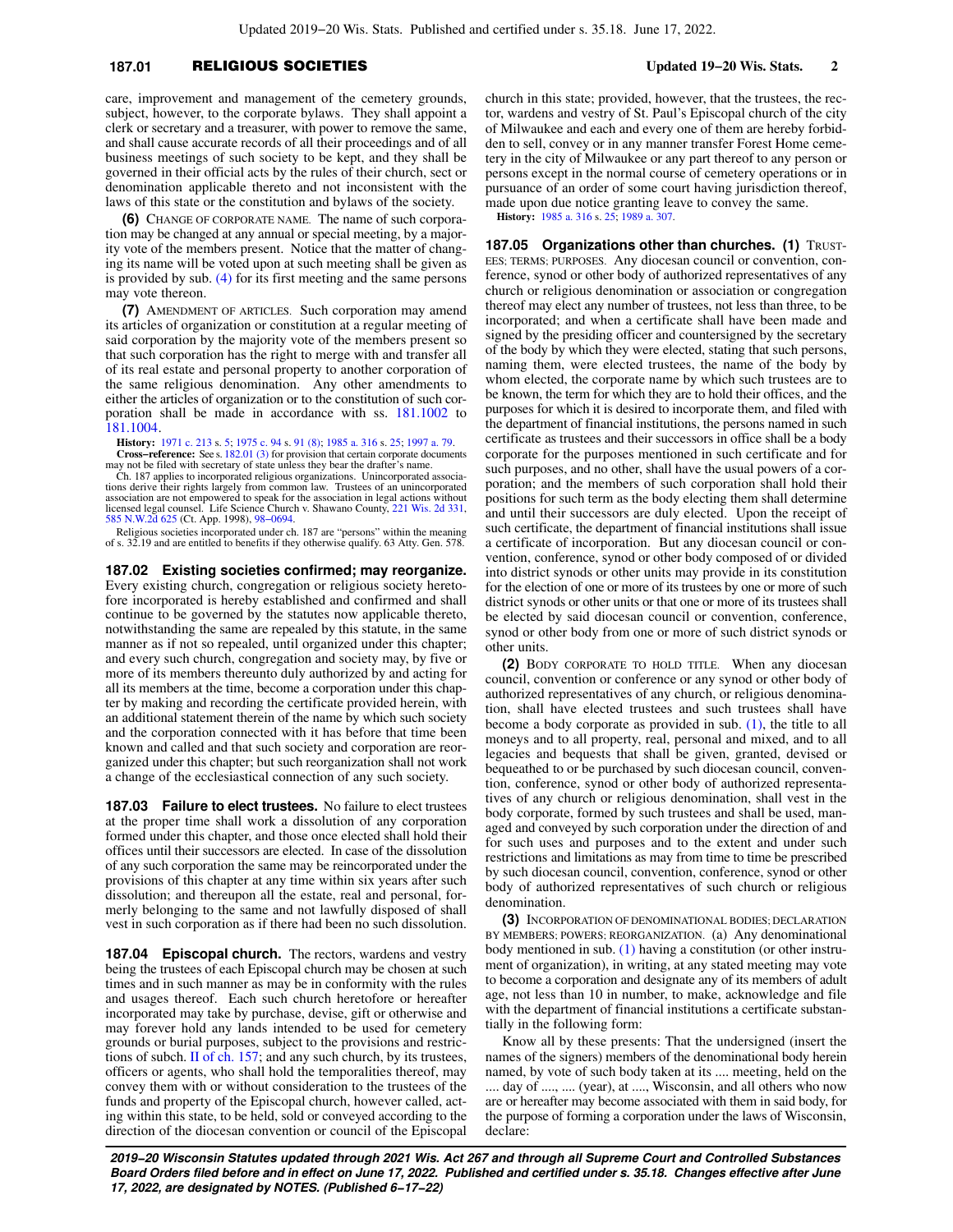care, improvement and management of the cemetery grounds, subject, however, to the corporate bylaws. They shall appoint a clerk or secretary and a treasurer, with power to remove the same, and shall cause accurate records of all their proceedings and of all business meetings of such society to be kept, and they shall be governed in their official acts by the rules of their church, sect or denomination applicable thereto and not inconsistent with the laws of this state or the constitution and bylaws of the society.

**(6)** CHANGE OF CORPORATE NAME. The name of such corporation may be changed at any annual or special meeting, by a majority vote of the members present. Notice that the matter of changing its name will be voted upon at such meeting shall be given as is provided by sub. (4) for its first meeting and the same persons may vote thereon.

**(7)** AMENDMENT OF ARTICLES. Such corporation may amend its articles of organization or constitution at a regular meeting of said corporation by the majority vote of the members present so that such corporation has the right to merge with and transfer all of its real estate and personal property to another corporation of the same religious denomination. Any other amendments to either the articles of organization or to the constitution of such corporation shall be made in accordance with ss. 181.1002 to 181.1004.

**History:** 1971 c. 213 s. 5; 1975 c. 94 s. 91 (8); 1985 a. 316 s. 25; 1997 a. 79.

**Cross-reference:** See s. 182.01 (3) for provision that certain corporate documents may not be filed with secretary of state unless they bear the drafter's name.

Ch. 187 applies to incorporated religious organizations. Unincorporated associations derive their rights largely from common law. Trustees of an unincorporated association are not empowered to speak for the association in legal actions without licensed legal counsel. Life Science Church v. Shawano County, 221 Wis. 2d 331, 585 N.W.2d 625 (Ct. App. 1998), 98-0694.

Religious societies incorporated under ch. 187 are "persons" within the meaning of s. 32.19 and are entitled to benefits if they otherwise qualify. 63 Atty. Gen. 578.

**187.02 Existing societies confirmed; may reorganize.** Every existing church, congregation or religious society heretofore incorporated is hereby established and confirmed and shall continue to be governed by the statutes now applicable thereto, notwithstanding the same are repealed by this statute, in the same manner as if not so repealed, until organized under this chapter; and every such church, congregation and society may, by five or more of its members thereunto duly authorized by and acting for all its members at the time, become a corporation under this chapter by making and recording the certificate provided herein, with an additional statement therein of the name by which such society and the corporation connected with it has before that time been known and called and that such society and corporation are reorganized under this chapter; but such reorganization shall not work a change of the ecclesiastical connection of any such society.

**187.03 Failure to elect trustees.** No failure to elect trustees at the proper time shall work a dissolution of any corporation formed under this chapter, and those once elected shall hold their offices until their successors are elected. In case of the dissolution of any such corporation the same may be reincorporated under the provisions of this chapter at any time within six years after such dissolution; and thereupon all the estate, real and personal, formerly belonging to the same and not lawfully disposed of shall vest in such corporation as if there had been no such dissolution.

**187.04 Episcopal church.** The rectors, wardens and vestry being the trustees of each Episcopal church may be chosen at such times and in such manner as may be in conformity with the rules and usages thereof. Each such church heretofore or hereafter incorporated may take by purchase, devise, gift or otherwise and may forever hold any lands intended to be used for cemetery grounds or burial purposes, subject to the provisions and restrictions of subch. II of ch. 157; and any such church, by its trustees, officers or agents, who shall hold the temporalities thereof, may convey them with or without consideration to the trustees of the funds and property of the Episcopal church, however called, acting within this state, to be held, sold or conveyed according to the direction of the diocesan convention or council of the Episcopal church in this state; provided, however, that the trustees, the rector, wardens and vestry of St. Paul's Episcopal church of the city of Milwaukee and each and every one of them are hereby forbidden to sell, convey or in any manner transfer Forest Home cemetery in the city of Milwaukee or any part thereof to any person or persons except in the normal course of cemetery operations or in pursuance of an order of some court having jurisdiction thereof, made upon due notice granting leave to convey the same.

**History:** 1985 a. 316 s. 25; 1989 a. 307.

**187.05 Organizations other than churches. (1)** TRUSTEES; TERMS; PURPOSES. Any diocesan council or convention, conference, synod or other body of authorized representatives of any church or religious denomination or association or congregation thereof may elect any number of trustees, not less than three, to be incorporated; and when a certificate shall have been made and signed by the presiding officer and countersigned by the secretary of the body by which they were elected, stating that such persons, naming them, were elected trustees, the name of the body by whom elected, the corporate name by which such trustees are to be known, the term for which they are to hold their offices, and the purposes for which it is desired to incorporate them, and filed with the department of financial institutions, the persons named in such certificate as trustees and their successors in office shall be a body corporate for the purposes mentioned in such certificate and for such purposes, and no other, shall have the usual powers of a corporation; and the members of such corporation shall hold their positions for such term as the body electing them shall determine and until their successors are duly elected. Upon the receipt of such certificate, the department of financial institutions shall issue a certificate of incorporation. But any diocesan council or convention, conference, synod or other body composed of or divided into district synods or other units may provide in its constitution for the election of one or more of its trustees by one or more of such district synods or other units or that one or more of its trustees shall be elected by said diocesan council or convention, conference, synod or other body from one or more of such district synods or other units.

**(2)** BODY CORPORATE TO HOLD TITLE. When any diocesan council, convention or conference or any synod or other body of authorized representatives of any church, or religious denomination, shall have elected trustees and such trustees shall have become a body corporate as provided in sub. (1), the title to all moneys and to all property, real, personal and mixed, and to all legacies and bequests that shall be given, granted, devised or bequeathed to or be purchased by such diocesan council, convention, conference, synod or other body of authorized representatives of any church or religious denomination, shall vest in the body corporate, formed by such trustees and shall be used, managed and conveyed by such corporation under the direction of and for such uses and purposes and to the extent and under such restrictions and limitations as may from time to time be prescribed by such diocesan council, convention, conference, synod or other body of authorized representatives of such church or religious denomination.

**(3)** INCORPORATION OF DENOMINATIONAL BODIES; DECLARATION BY MEMBERS; POWERS; REORGANIZATION. (a) Any denominational body mentioned in sub. (1) having a constitution (or other instrument of organization), in writing, at any stated meeting may vote to become a corporation and designate any of its members of adult age, not less than 10 in number, to make, acknowledge and file with the department of financial institutions a certificate substantially in the following form:

Know all by these presents: That the undersigned (insert the names of the signers) members of the denominational body herein named, by vote of such body taken at its .... meeting, held on the .... day of ...., .... (year), at ...., Wisconsin, and all others who now are or hereafter may become associated with them in said body, for the purpose of forming a corporation under the laws of Wisconsin, declare: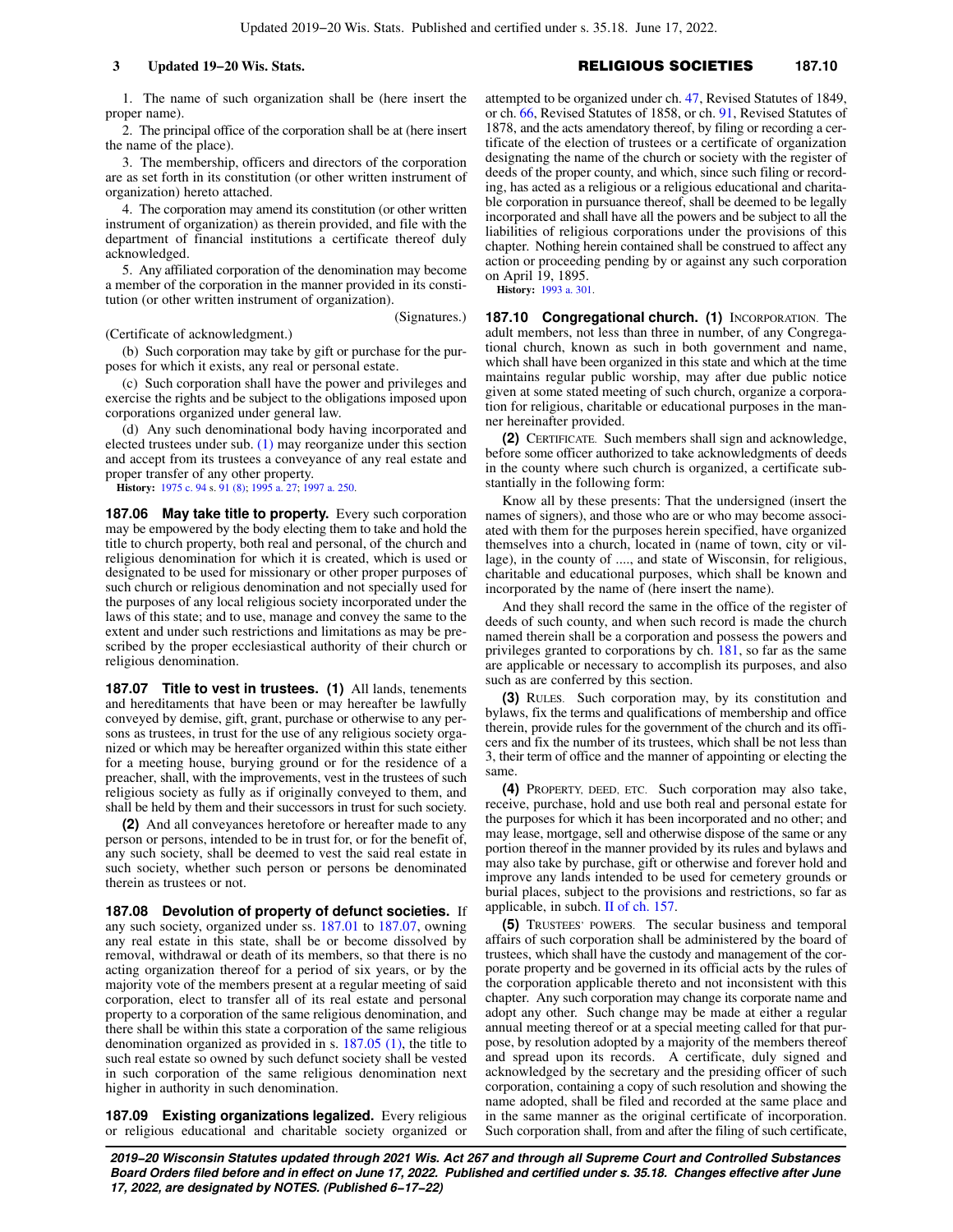1. The name of such organization shall be (here insert the proper name).

2. The principal office of the corporation shall be at (here insert the name of the place).

3. The membership, officers and directors of the corporation are as set forth in its constitution (or other written instrument of organization) hereto attached.

4. The corporation may amend its constitution (or other written instrument of organization) as therein provided, and file with the department of financial institutions a certificate thereof duly acknowledged.

5. Any affiliated corporation of the denomination may become a member of the corporation in the manner provided in its constitution (or other written instrument of organization).

(Signatures.)

(Certificate of acknowledgment.)

(b) Such corporation may take by gift or purchase for the purposes for which it exists, any real or personal estate.

(c) Such corporation shall have the power and privileges and exercise the rights and be subject to the obligations imposed upon corporations organized under general law.

(d) Any such denominational body having incorporated and elected trustees under sub. (1) may reorganize under this section and accept from its trustees a conveyance of any real estate and proper transfer of any other property.

**History:** 1975 c. 94 s. 91 (8); 1995 a. 27; 1997 a. 250.

**187.06 May take title to property.** Every such corporation may be empowered by the body electing them to take and hold the title to church property, both real and personal, of the church and religious denomination for which it is created, which is used or designated to be used for missionary or other proper purposes of such church or religious denomination and not specially used for the purposes of any local religious society incorporated under the laws of this state; and to use, manage and convey the same to the extent and under such restrictions and limitations as may be prescribed by the proper ecclesiastical authority of their church or religious denomination.

**187.07 Title to vest in trustees. (1)** All lands, tenements and hereditaments that have been or may hereafter be lawfully conveyed by demise, gift, grant, purchase or otherwise to any persons as trustees, in trust for the use of any religious society organized or which may be hereafter organized within this state either for a meeting house, burying ground or for the residence of a preacher, shall, with the improvements, vest in the trustees of such religious society as fully as if originally conveyed to them, and shall be held by them and their successors in trust for such society.

**(2)** And all conveyances heretofore or hereafter made to any person or persons, intended to be in trust for, or for the benefit of, any such society, shall be deemed to vest the said real estate in such society, whether such person or persons be denominated therein as trustees or not.

**187.08 Devolution of property of defunct societies.** If any such society, organized under ss. 187.01 to 187.07, owning any real estate in this state, shall be or become dissolved by removal, withdrawal or death of its members, so that there is no acting organization thereof for a period of six years, or by the majority vote of the members present at a regular meeting of said corporation, elect to transfer all of its real estate and personal property to a corporation of the same religious denomination, and there shall be within this state a corporation of the same religious denomination organized as provided in s. 187.05 (1), the title to such real estate so owned by such defunct society shall be vested in such corporation of the same religious denomination next higher in authority in such denomination.

**187.09 Existing organizations legalized.** Every religious or religious educational and charitable society organized or attempted to be organized under ch. 47, Revised Statutes of 1849, or ch. 66, Revised Statutes of 1858, or ch. 91, Revised Statutes of 1878, and the acts amendatory thereof, by filing or recording a certificate of the election of trustees or a certificate of organization designating the name of the church or society with the register of deeds of the proper county, and which, since such filing or recording, has acted as a religious or a religious educational and charitable corporation in pursuance thereof, shall be deemed to be legally incorporated and shall have all the powers and be subject to all the liabilities of religious corporations under the provisions of this chapter. Nothing herein contained shall be construed to affect any action or proceeding pending by or against any such corporation on April 19, 1895.

**History:** 1993 a. 301.

**187.10 Congregational church. (1)** INCORPORATION. The adult members, not less than three in number, of any Congregational church, known as such in both government and name, which shall have been organized in this state and which at the time maintains regular public worship, may after due public notice given at some stated meeting of such church, organize a corporation for religious, charitable or educational purposes in the manner hereinafter provided.

**(2)** CERTIFICATE. Such members shall sign and acknowledge, before some officer authorized to take acknowledgments of deeds in the county where such church is organized, a certificate substantially in the following form:

Know all by these presents: That the undersigned (insert the names of signers), and those who are or who may become associated with them for the purposes herein specified, have organized themselves into a church, located in (name of town, city or village), in the county of ...., and state of Wisconsin, for religious, charitable and educational purposes, which shall be known and incorporated by the name of (here insert the name).

And they shall record the same in the office of the register of deeds of such county, and when such record is made the church named therein shall be a corporation and possess the powers and privileges granted to corporations by ch. 181, so far as the same are applicable or necessary to accomplish its purposes, and also such as are conferred by this section.

**(3)** RULES. Such corporation may, by its constitution and bylaws, fix the terms and qualifications of membership and office therein, provide rules for the government of the church and its officers and fix the number of its trustees, which shall be not less than 3, their term of office and the manner of appointing or electing the same.

**(4)** PROPERTY, DEED, ETC. Such corporation may also take, receive, purchase, hold and use both real and personal estate for the purposes for which it has been incorporated and no other; and may lease, mortgage, sell and otherwise dispose of the same or any portion thereof in the manner provided by its rules and bylaws and may also take by purchase, gift or otherwise and forever hold and improve any lands intended to be used for cemetery grounds or burial places, subject to the provisions and restrictions, so far as applicable, in subch. II of ch. 157.

**(5)** TRUSTEES' POWERS. The secular business and temporal affairs of such corporation shall be administered by the board of trustees, which shall have the custody and management of the corporate property and be governed in its official acts by the rules of the corporation applicable thereto and not inconsistent with this chapter. Any such corporation may change its corporate name and adopt any other. Such change may be made at either a regular annual meeting thereof or at a special meeting called for that purpose, by resolution adopted by a majority of the members thereof and spread upon its records. A certificate, duly signed and acknowledged by the secretary and the presiding officer of such corporation, containing a copy of such resolution and showing the name adopted, shall be filed and recorded at the same place and in the same manner as the original certificate of incorporation. Such corporation shall, from and after the filing of such certificate,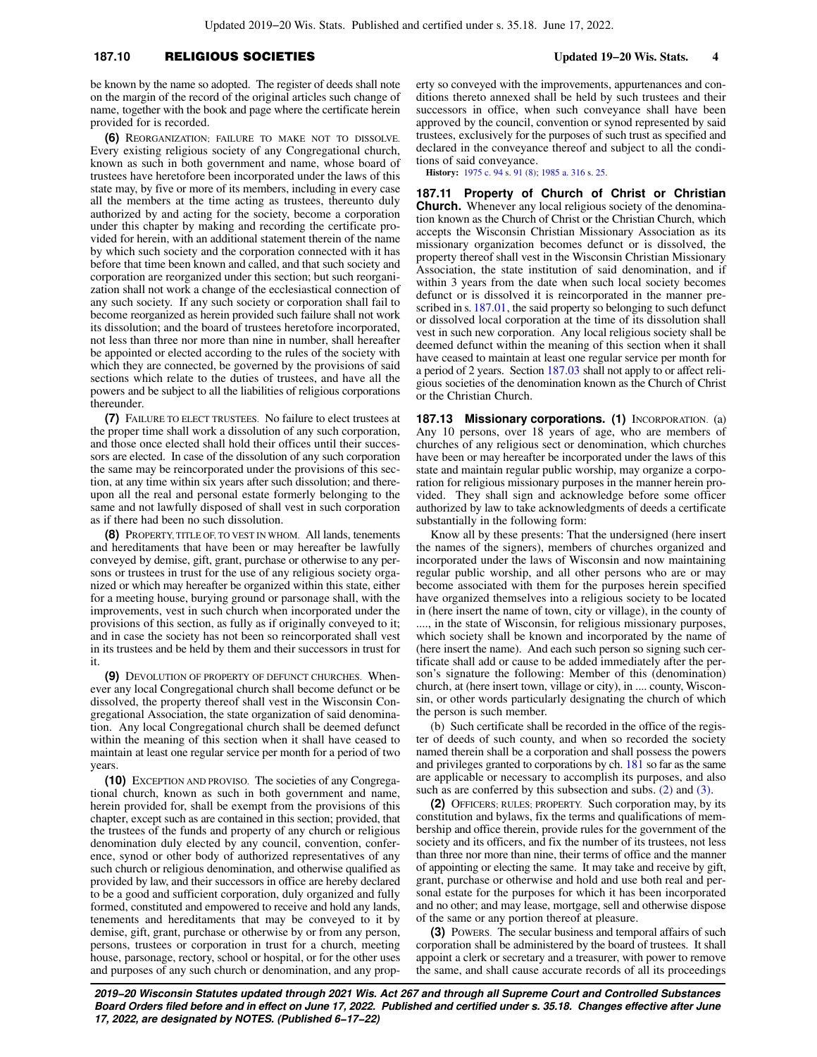be known by the name so adopted. The register of deeds shall note on the margin of the record of the original articles such change of name, together with the book and page where the certificate herein provided for is recorded.

**(6)** REORGANIZATION; FAILURE TO MAKE NOT TO DISSOLVE. Every existing religious society of any Congregational church, known as such in both government and name, whose board of trustees have heretofore been incorporated under the laws of this state may, by five or more of its members, including in every case all the members at the time acting as trustees, thereunto duly authorized by and acting for the society, become a corporation under this chapter by making and recording the certificate provided for herein, with an additional statement therein of the name by which such society and the corporation connected with it has before that time been known and called, and that such society and corporation are reorganized under this section; but such reorganization shall not work a change of the ecclesiastical connection of any such society. If any such society or corporation shall fail to become reorganized as herein provided such failure shall not work its dissolution; and the board of trustees heretofore incorporated, not less than three nor more than nine in number, shall hereafter be appointed or elected according to the rules of the society with which they are connected, be governed by the provisions of said sections which relate to the duties of trustees, and have all the powers and be subject to all the liabilities of religious corporations thereunder.

**(7)** FAILURE TO ELECT TRUSTEES. No failure to elect trustees at the proper time shall work a dissolution of any such corporation, and those once elected shall hold their offices until their successors are elected. In case of the dissolution of any such corporation the same may be reincorporated under the provisions of this section, at any time within six years after such dissolution; and thereupon all the real and personal estate formerly belonging to the same and not lawfully disposed of shall vest in such corporation as if there had been no such dissolution.

**(8)** PROPERTY, TITLE OF, TO VEST IN WHOM. All lands, tenements and hereditaments that have been or may hereafter be lawfully conveyed by demise, gift, grant, purchase or otherwise to any persons or trustees in trust for the use of any religious society organized or which may hereafter be organized within this state, either for a meeting house, burying ground or parsonage shall, with the improvements, vest in such church when incorporated under the provisions of this section, as fully as if originally conveyed to it; and in case the society has not been so reincorporated shall vest in its trustees and be held by them and their successors in trust for it.

**(9)** DEVOLUTION OF PROPERTY OF DEFUNCT CHURCHES. Whenever any local Congregational church shall become defunct or be dissolved, the property thereof shall vest in the Wisconsin Congregational Association, the state organization of said denomination. Any local Congregational church shall be deemed defunct within the meaning of this section when it shall have ceased to maintain at least one regular service per month for a period of two years.

**(10)** EXCEPTION AND PROVISO. The societies of any Congregational church, known as such in both government and name, herein provided for, shall be exempt from the provisions of this chapter, except such as are contained in this section; provided, that the trustees of the funds and property of any church or religious denomination duly elected by any council, convention, conference, synod or other body of authorized representatives of any such church or religious denomination, and otherwise qualified as provided by law, and their successors in office are hereby declared to be a good and sufficient corporation, duly organized and fully formed, constituted and empowered to receive and hold any lands, tenements and hereditaments that may be conveyed to it by demise, gift, grant, purchase or otherwise by or from any person, persons, trustees or corporation in trust for a church, meeting house, parsonage, rectory, school or hospital, or for the other uses and purposes of any such church or denomination, and any property so conveyed with the improvements, appurtenances and conditions thereto annexed shall be held by such trustees and their successors in office, when such conveyance shall have been approved by the council, convention or synod represented by said trustees, exclusively for the purposes of such trust as specified and declared in the conveyance thereof and subject to all the conditions of said conveyance.

**History:** 1975 c. 94 s. 91 (8); 1985 a. 316 s. 25.

**187.11 Property of Church of Christ or Christian Church.** Whenever any local religious society of the denomination known as the Church of Christ or the Christian Church, which accepts the Wisconsin Christian Missionary Association as its missionary organization becomes defunct or is dissolved, the property thereof shall vest in the Wisconsin Christian Missionary Association, the state institution of said denomination, and if within 3 years from the date when such local society becomes defunct or is dissolved it is reincorporated in the manner prescribed in s. 187.01, the said property so belonging to such defunct or dissolved local corporation at the time of its dissolution shall vest in such new corporation. Any local religious society shall be deemed defunct within the meaning of this section when it shall have ceased to maintain at least one regular service per month for a period of 2 years. Section 187.03 shall not apply to or affect religious societies of the denomination known as the Church of Christ or the Christian Church.

**187.13 Missionary corporations. (1)** INCORPORATION. (a) Any 10 persons, over 18 years of age, who are members of churches of any religious sect or denomination, which churches have been or may hereafter be incorporated under the laws of this state and maintain regular public worship, may organize a corporation for religious missionary purposes in the manner herein provided. They shall sign and acknowledge before some officer authorized by law to take acknowledgments of deeds a certificate substantially in the following form:

Know all by these presents: That the undersigned (here insert the names of the signers), members of churches organized and incorporated under the laws of Wisconsin and now maintaining regular public worship, and all other persons who are or may become associated with them for the purposes herein specified have organized themselves into a religious society to be located in (here insert the name of town, city or village), in the county of ...., in the state of Wisconsin, for religious missionary purposes, which society shall be known and incorporated by the name of (here insert the name). And each such person so signing such certificate shall add or cause to be added immediately after the person's signature the following: Member of this (denomination) church, at (here insert town, village or city), in .... county, Wisconsin, or other words particularly designating the church of which the person is such member.

(b) Such certificate shall be recorded in the office of the register of deeds of such county, and when so recorded the society named therein shall be a corporation and shall possess the powers and privileges granted to corporations by ch. 181 so far as the same are applicable or necessary to accomplish its purposes, and also such as are conferred by this subsection and subs. (2) and (3).

**(2)** OFFICERS; RULES; PROPERTY. Such corporation may, by its constitution and bylaws, fix the terms and qualifications of membership and office therein, provide rules for the government of the society and its officers, and fix the number of its trustees, not less than three nor more than nine, their terms of office and the manner of appointing or electing the same. It may take and receive by gift, grant, purchase or otherwise and hold and use both real and personal estate for the purposes for which it has been incorporated and no other; and may lease, mortgage, sell and otherwise dispose of the same or any portion thereof at pleasure.

**(3)** POWERS. The secular business and temporal affairs of such corporation shall be administered by the board of trustees. It shall appoint a clerk or secretary and a treasurer, with power to remove the same, and shall cause accurate records of all its proceedings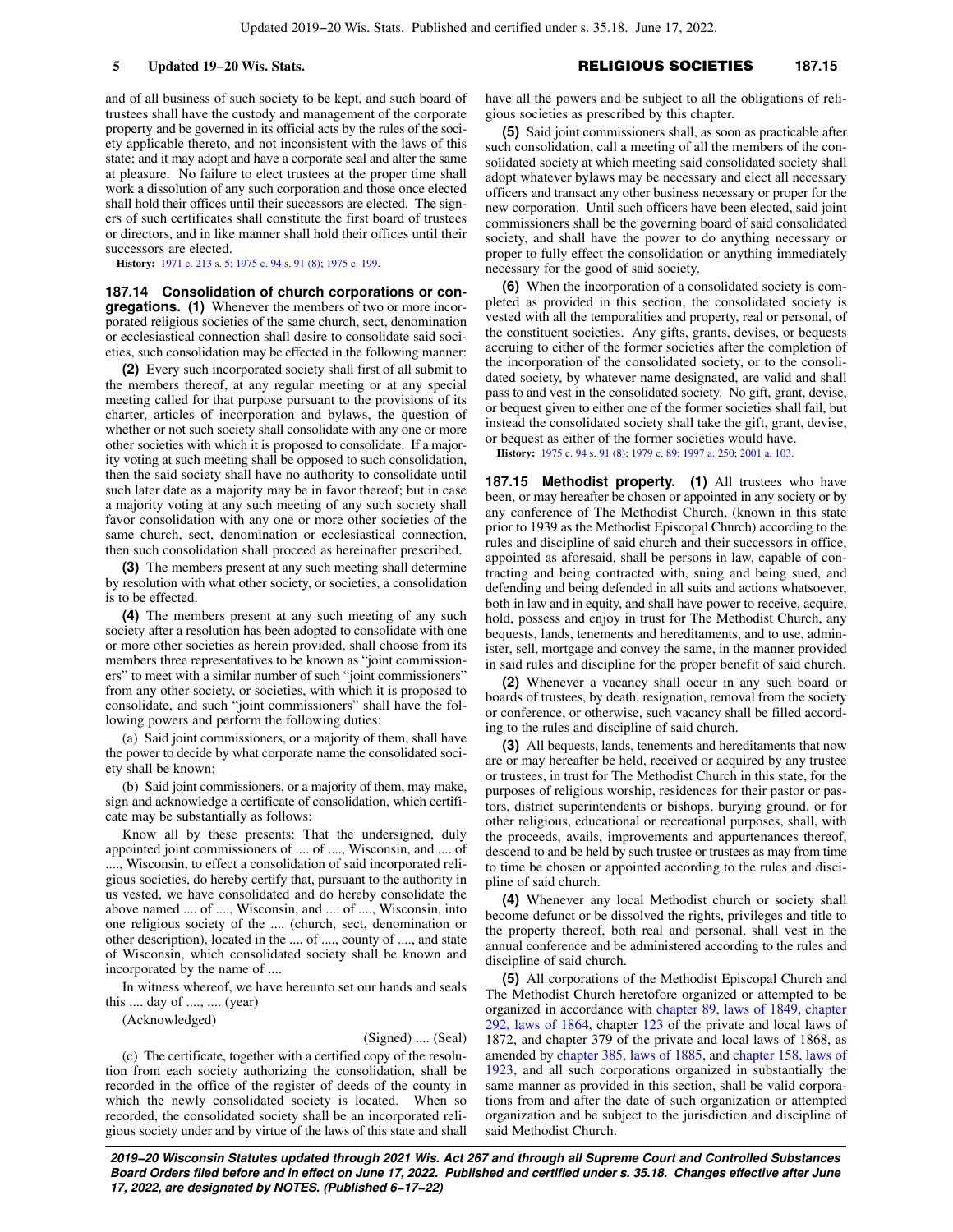and of all business of such society to be kept, and such board of trustees shall have the custody and management of the corporate property and be governed in its official acts by the rules of the society applicable thereto, and not inconsistent with the laws of this state; and it may adopt and have a corporate seal and alter the same at pleasure. No failure to elect trustees at the proper time shall work a dissolution of any such corporation and those once elected shall hold their offices until their successors are elected. The signers of such certificates shall constitute the first board of trustees or directors, and in like manner shall hold their offices until their successors are elected.

**History:** 1971 c. 213 s. 5; 1975 c. 94 s. 91 (8); 1975 c. 199.

**187.14 Consolidation of church corporations or congregations.** **(1)** Whenever the members of two or more incorporated religious societies of the same church, sect, denomination or ecclesiastical connection shall desire to consolidate said societies, such consolidation may be effected in the following manner:

**(2)** Every such incorporated society shall first of all submit to the members thereof, at any regular meeting or at any special meeting called for that purpose pursuant to the provisions of its charter, articles of incorporation and bylaws, the question of whether or not such society shall consolidate with any one or more other societies with which it is proposed to consolidate. If a majority voting at such meeting shall be opposed to such consolidation, then the said society shall have no authority to consolidate until such later date as a majority may be in favor thereof; but in case a majority voting at any such meeting of any such society shall favor consolidation with any one or more other societies of the same church, sect, denomination or ecclesiastical connection, then such consolidation shall proceed as hereinafter prescribed.

**(3)** The members present at any such meeting shall determine by resolution with what other society, or societies, a consolidation is to be effected.

**(4)** The members present at any such meeting of any such society after a resolution has been adopted to consolidate with one or more other societies as herein provided, shall choose from its members three representatives to be known as "joint commissioners" to meet with a similar number of such "joint commissioners" from any other society, or societies, with which it is proposed to consolidate, and such "joint commissioners" shall have the following powers and perform the following duties:

(a) Said joint commissioners, or a majority of them, shall have the power to decide by what corporate name the consolidated society shall be known;

(b) Said joint commissioners, or a majority of them, may make, sign and acknowledge a certificate of consolidation, which certificate may be substantially as follows:

Know all by these presents: That the undersigned, duly appointed joint commissioners of .... of ...., Wisconsin, and .... of ...., Wisconsin, to effect a consolidation of said incorporated religious societies, do hereby certify that, pursuant to the authority in us vested, we have consolidated and do hereby consolidate the above named .... of ...., Wisconsin, and .... of ...., Wisconsin, into one religious society of the .... (church, sect, denomination or other description), located in the .... of ...., county of ...., and state of Wisconsin, which consolidated society shall be known and incorporated by the name of ....

In witness whereof, we have hereunto set our hands and seals this .... day of ...., .... (year)

(Acknowledged)

(Signed) .... (Seal)

(c) The certificate, together with a certified copy of the resolution from each society authorizing the consolidation, shall be recorded in the office of the register of deeds of the county in which the newly consolidated society is located. When so recorded, the consolidated society shall be an incorporated religious society under and by virtue of the laws of this state and shall have all the powers and be subject to all the obligations of religious societies as prescribed by this chapter.

**(5)** Said joint commissioners shall, as soon as practicable after such consolidation, call a meeting of all the members of the consolidated society at which meeting said consolidated society shall adopt whatever bylaws may be necessary and elect all necessary officers and transact any other business necessary or proper for the new corporation. Until such officers have been elected, said joint commissioners shall be the governing board of said consolidated society, and shall have the power to do anything necessary or proper to fully effect the consolidation or anything immediately necessary for the good of said society.

**(6)** When the incorporation of a consolidated society is completed as provided in this section, the consolidated society is vested with all the temporalities and property, real or personal, of the constituent societies. Any gifts, grants, devises, or bequests accruing to either of the former societies after the completion of the incorporation of the consolidated society, or to the consolidated society, by whatever name designated, are valid and shall pass to and vest in the consolidated society. No gift, grant, devise, or bequest given to either one of the former societies shall fail, but instead the consolidated society shall take the gift, grant, devise, or bequest as either of the former societies would have.

**History:** 1975 c. 94 s. 91 (8); 1979 c. 89; 1997 a. 250; 2001 a. 103.

**187.15 Methodist property.** **(1)** All trustees who have been, or may hereafter be chosen or appointed in any society or by any conference of The Methodist Church, (known in this state prior to 1939 as the Methodist Episcopal Church) according to the rules and discipline of said church and their successors in office, appointed as aforesaid, shall be persons in law, capable of contracting and being contracted with, suing and being sued, and defending and being defended in all suits and actions whatsoever, both in law and in equity, and shall have power to receive, acquire, hold, possess and enjoy in trust for The Methodist Church, any bequests, lands, tenements and hereditaments, and to use, administer, sell, mortgage and convey the same, in the manner provided in said rules and discipline for the proper benefit of said church.

**(2)** Whenever a vacancy shall occur in any such board or boards of trustees, by death, resignation, removal from the society or conference, or otherwise, such vacancy shall be filled according to the rules and discipline of said church.

**(3)** All bequests, lands, tenements and hereditaments that now are or may hereafter be held, received or acquired by any trustee or trustees, in trust for The Methodist Church in this state, for the purposes of religious worship, residences for their pastor or pastors, district superintendents or bishops, burying ground, or for other religious, educational or recreational purposes, shall, with the proceeds, avails, improvements and appurtenances thereof, descend to and be held by such trustee or trustees as may from time to time be chosen or appointed according to the rules and discipline of said church.

**(4)** Whenever any local Methodist church or society shall become defunct or be dissolved the rights, privileges and title to the property thereof, both real and personal, shall vest in the annual conference and be administered according to the rules and discipline of said church.

**(5)** All corporations of the Methodist Episcopal Church and The Methodist Church heretofore organized or attempted to be organized in accordance with chapter 89, laws of 1849, chapter 292, laws of 1864, chapter 123 of the private and local laws of 1872, and chapter 379 of the private and local laws of 1868, as amended by chapter 385, laws of 1885, and chapter 158, laws of 1923, and all such corporations organized in substantially the same manner as provided in this section, shall be valid corporations from and after the date of such organization or attempted organization and be subject to the jurisdiction and discipline of said Methodist Church.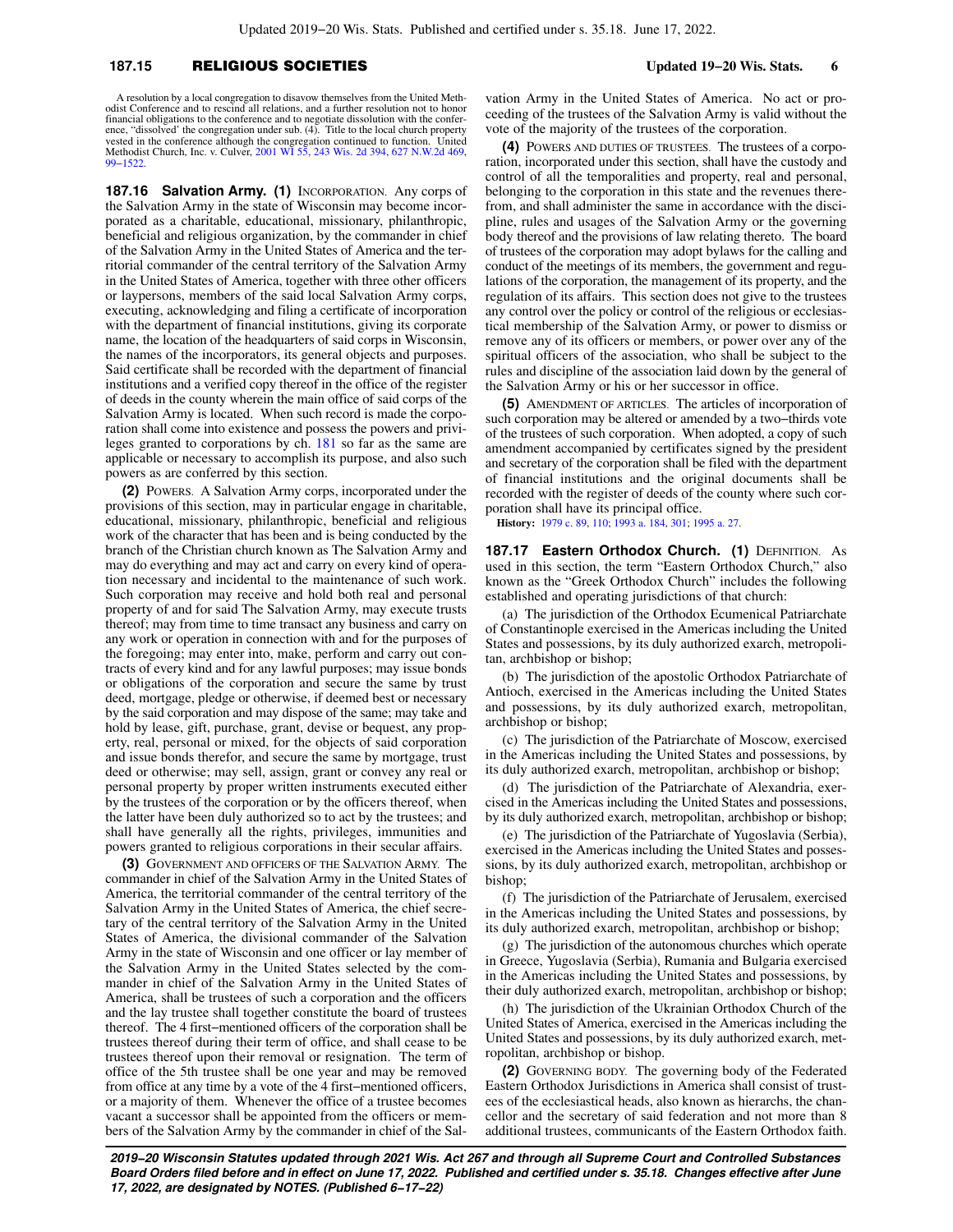A resolution by a local congregation to disavow themselves from the United Methodist Conference and to rescind all relations, and a further resolution not to honor financial obligations to the conference and to negotiate dissolution with the conference, "dissolved" the congregation under sub. (4). Title to the local church property vested in the conference although the congregation continued to function. United Methodist Church, Inc. v. Culver, 2001 WI 55, 243 Wis. 2d 394, 627 N.W.2d 469, 99−1522.

**187.16 Salvation Army. (1)** INCORPORATION. Any corps of the Salvation Army in the state of Wisconsin may become incorporated as a charitable, educational, missionary, philanthropic, beneficial and religious organization, by the commander in chief of the Salvation Army in the United States of America and the territorial commander of the central territory of the Salvation Army in the United States of America, together with three other officers or laypersons, members of the said local Salvation Army corps, executing, acknowledging and filing a certificate of incorporation with the department of financial institutions, giving its corporate name, the location of the headquarters of said corps in Wisconsin, the names of the incorporators, its general objects and purposes. Said certificate shall be recorded with the department of financial institutions and a verified copy thereof in the office of the register of deeds in the county wherein the main office of said corps of the Salvation Army is located. When such record is made the corporation shall come into existence and possess the powers and privileges granted to corporations by ch. 181 so far as the same are applicable or necessary to accomplish its purpose, and also such powers as are conferred by this section.

**(2)** POWERS. A Salvation Army corps, incorporated under the provisions of this section, may in particular engage in charitable, educational, missionary, philanthropic, beneficial and religious work of the character that has been and is being conducted by the branch of the Christian church known as The Salvation Army and may do everything and may act and carry on every kind of operation necessary and incidental to the maintenance of such work. Such corporation may receive and hold both real and personal property of and for said The Salvation Army, may execute trusts thereof; may from time to time transact any business and carry on any work or operation in connection with and for the purposes of the foregoing; may enter into, make, perform and carry out contracts of every kind and for any lawful purposes; may issue bonds or obligations of the corporation and secure the same by trust deed, mortgage, pledge or otherwise, if deemed best or necessary by the said corporation and may dispose of the same; may take and hold by lease, gift, purchase, grant, devise or bequest, any property, real, personal or mixed, for the objects of said corporation and issue bonds therefor, and secure the same by mortgage, trust deed or otherwise; may sell, assign, grant or convey any real or personal property by proper written instruments executed either by the trustees of the corporation or by the officers thereof, when the latter have been duly authorized so to act by the trustees; and shall have generally all the rights, privileges, immunities and powers granted to religious corporations in their secular affairs.

**(3)** GOVERNMENT AND OFFICERS OF THE SALVATION ARMY. The commander in chief of the Salvation Army in the United States of America, the territorial commander of the central territory of the Salvation Army in the United States of America, the chief secretary of the central territory of the Salvation Army in the United States of America, the divisional commander of the Salvation Army in the state of Wisconsin and one officer or lay member of the Salvation Army in the United States selected by the commander in chief of the Salvation Army in the United States of America, shall be trustees of such a corporation and the officers and the lay trustee shall together constitute the board of trustees thereof. The 4 first−mentioned officers of the corporation shall be trustees thereof during their term of office, and shall cease to be trustees thereof upon their removal or resignation. The term of office of the 5th trustee shall be one year and may be removed from office at any time by a vote of the 4 first−mentioned officers, or a majority of them. Whenever the office of a trustee becomes vacant a successor shall be appointed from the officers or members of the Salvation Army by the commander in chief of the Salvation Army in the United States of America. No act or proceeding of the trustees of the Salvation Army is valid without the vote of the majority of the trustees of the corporation.

**(4)** POWERS AND DUTIES OF TRUSTEES. The trustees of a corporation, incorporated under this section, shall have the custody and control of all the temporalities and property, real and personal, belonging to the corporation in this state and the revenues therefrom, and shall administer the same in accordance with the discipline, rules and usages of the Salvation Army or the governing body thereof and the provisions of law relating thereto. The board of trustees of the corporation may adopt bylaws for the calling and conduct of the meetings of its members, the government and regulations of the corporation, the management of its property, and the regulation of its affairs. This section does not give to the trustees any control over the policy or control of the religious or ecclesiastical membership of the Salvation Army, or power to dismiss or remove any of its officers or members, or power over any of the spiritual officers of the association, who shall be subject to the rules and discipline of the association laid down by the general of the Salvation Army or his or her successor in office.

**(5)** AMENDMENT OF ARTICLES. The articles of incorporation of such corporation may be altered or amended by a two−thirds vote of the trustees of such corporation. When adopted, a copy of such amendment accompanied by certificates signed by the president and secretary of the corporation shall be filed with the department of financial institutions and the original documents shall be recorded with the register of deeds of the county where such corporation shall have its principal office.

**History:** 1979 c. 89, 110; 1993 a. 184, 301; 1995 a. 27.

**187.17 Eastern Orthodox Church. (1)** DEFINITION. As used in this section, the term "Eastern Orthodox Church," also known as the "Greek Orthodox Church" includes the following established and operating jurisdictions of that church:

(a) The jurisdiction of the Orthodox Ecumenical Patriarchate of Constantinople exercised in the Americas including the United States and possessions, by its duly authorized exarch, metropolitan, archbishop or bishop;

(b) The jurisdiction of the apostolic Orthodox Patriarchate of Antioch, exercised in the Americas including the United States and possessions, by its duly authorized exarch, metropolitan, archbishop or bishop;

(c) The jurisdiction of the Patriarchate of Moscow, exercised in the Americas including the United States and possessions, by its duly authorized exarch, metropolitan, archbishop or bishop;

(d) The jurisdiction of the Patriarchate of Alexandria, exercised in the Americas including the United States and possessions, by its duly authorized exarch, metropolitan, archbishop or bishop;

(e) The jurisdiction of the Patriarchate of Yugoslavia (Serbia), exercised in the Americas including the United States and possessions, by its duly authorized exarch, metropolitan, archbishop or bishop;

(f) The jurisdiction of the Patriarchate of Jerusalem, exercised in the Americas including the United States and possessions, by its duly authorized exarch, metropolitan, archbishop or bishop;

(g) The jurisdiction of the autonomous churches which operate in Greece, Yugoslavia (Serbia), Rumania and Bulgaria exercised in the Americas including the United States and possessions, by their duly authorized exarch, metropolitan, archbishop or bishop;

(h) The jurisdiction of the Ukrainian Orthodox Church of the United States of America, exercised in the Americas including the United States and possessions, by its duly authorized exarch, metropolitan, archbishop or bishop.

**(2)** GOVERNING BODY. The governing body of the Federated Eastern Orthodox Jurisdictions in America shall consist of trustees of the ecclesiastical heads, also known as hierarchs, the chancellor and the secretary of said federation and not more than 8 additional trustees, communicants of the Eastern Orthodox faith.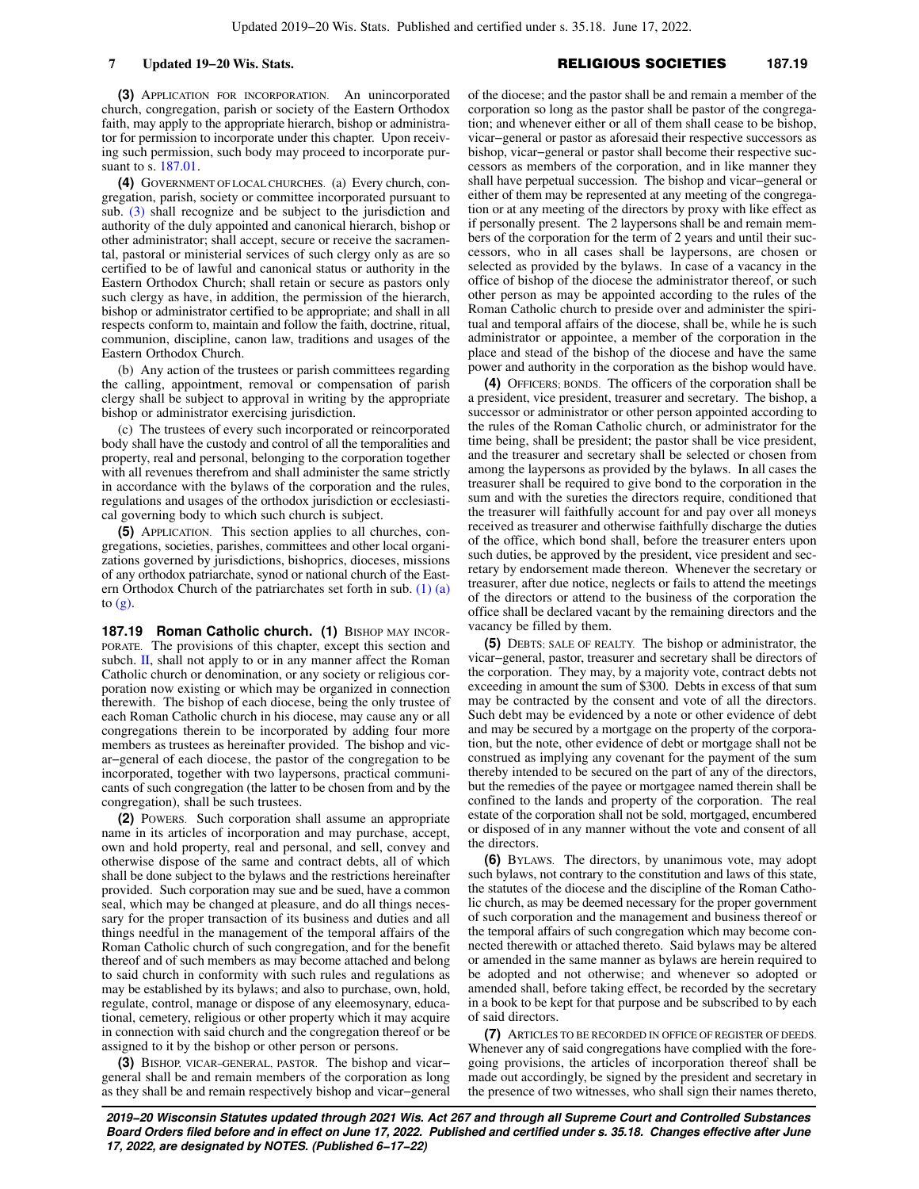**(3)** APPLICATION FOR INCORPORATION. An unincorporated church, congregation, parish or society of the Eastern Orthodox faith, may apply to the appropriate hierarch, bishop or administrator for permission to incorporate under this chapter. Upon receiving such permission, such body may proceed to incorporate pursuant to s. 187.01.

**(4)** GOVERNMENT OF LOCAL CHURCHES. (a) Every church, congregation, parish, society or committee incorporated pursuant to sub. (3) shall recognize and be subject to the jurisdiction and authority of the duly appointed and canonical hierarch, bishop or other administrator; shall accept, secure or receive the sacramental, pastoral or ministerial services of such clergy only as are so certified to be of lawful and canonical status or authority in the Eastern Orthodox Church; shall retain or secure as pastors only such clergy as have, in addition, the permission of the hierarch, bishop or administrator certified to be appropriate; and shall in all respects conform to, maintain and follow the faith, doctrine, ritual, communion, discipline, canon law, traditions and usages of the Eastern Orthodox Church.

(b) Any action of the trustees or parish committees regarding the calling, appointment, removal or compensation of parish clergy shall be subject to approval in writing by the appropriate bishop or administrator exercising jurisdiction.

(c) The trustees of every such incorporated or reincorporated body shall have the custody and control of all the temporalities and property, real and personal, belonging to the corporation together with all revenues therefrom and shall administer the same strictly in accordance with the bylaws of the corporation and the rules, regulations and usages of the orthodox jurisdiction or ecclesiastical governing body to which such church is subject.

**(5)** APPLICATION. This section applies to all churches, congregations, societies, parishes, committees and other local organizations governed by jurisdictions, bishoprics, dioceses, missions of any orthodox patriarchate, synod or national church of the Eastern Orthodox Church of the patriarchates set forth in sub. (1) (a) to (g).

**187.19 Roman Catholic church.** **(1)** BISHOP MAY INCORPORATE. The provisions of this chapter, except this section and subch. II, shall not apply to or in any manner affect the Roman Catholic church or denomination, or any society or religious corporation now existing or which may be organized in connection therewith. The bishop of each diocese, being the only trustee of each Roman Catholic church in his diocese, may cause any or all congregations therein to be incorporated by adding four more members as trustees as hereinafter provided. The bishop and vicar−general of each diocese, the pastor of the congregation to be incorporated, together with two laypersons, practical communicants of such congregation (the latter to be chosen from and by the congregation), shall be such trustees.

**(2)** POWERS. Such corporation shall assume an appropriate name in its articles of incorporation and may purchase, accept, own and hold property, real and personal, and sell, convey and otherwise dispose of the same and contract debts, all of which shall be done subject to the bylaws and the restrictions hereinafter provided. Such corporation may sue and be sued, have a common seal, which may be changed at pleasure, and do all things necessary for the proper transaction of its business and duties and all things needful in the management of the temporal affairs of the Roman Catholic church of such congregation, and for the benefit thereof and of such members as may become attached and belong to said church in conformity with such rules and regulations as may be established by its bylaws; and also to purchase, own, hold, regulate, control, manage or dispose of any eleemosynary, educational, cemetery, religious or other property which it may acquire in connection with said church and the congregation thereof or be assigned to it by the bishop or other person or persons.

**(3)** BISHOP, VICAR−GENERAL, PASTOR. The bishop and vicar−general shall be and remain members of the corporation as long as they shall be and remain respectively bishop and vicar−general of the diocese; and the pastor shall be and remain a member of the corporation so long as the pastor shall be pastor of the congregation; and whenever either or all of them shall cease to be bishop, vicar−general or pastor as aforesaid their respective successors as bishop, vicar−general or pastor shall become their respective successors as members of the corporation, and in like manner they shall have perpetual succession. The bishop and vicar−general or either of them may be represented at any meeting of the congregation or at any meeting of the directors by proxy with like effect as if personally present. The 2 laypersons shall be and remain members of the corporation for the term of 2 years and until their successors, who in all cases shall be laypersons, are chosen or selected as provided by the bylaws. In case of a vacancy in the office of bishop of the diocese the administrator thereof, or such other person as may be appointed according to the rules of the Roman Catholic church to preside over and administer the spiritual and temporal affairs of the diocese, shall be, while he is such administrator or appointee, a member of the corporation in the place and stead of the bishop of the diocese and have the same power and authority in the corporation as the bishop would have.

**(4)** OFFICERS; BONDS. The officers of the corporation shall be a president, vice president, treasurer and secretary. The bishop, a successor or administrator or other person appointed according to the rules of the Roman Catholic church, or administrator for the time being, shall be president; the pastor shall be vice president, and the treasurer and secretary shall be selected or chosen from among the laypersons as provided by the bylaws. In all cases the treasurer shall be required to give bond to the corporation in the sum and with the sureties the directors require, conditioned that the treasurer will faithfully account for and pay over all moneys received as treasurer and otherwise faithfully discharge the duties of the office, which bond shall, before the treasurer enters upon such duties, be approved by the president, vice president and secretary by endorsement made thereon. Whenever the secretary or treasurer, after due notice, neglects or fails to attend the meetings of the directors or attend to the business of the corporation the office shall be declared vacant by the remaining directors and the vacancy be filled by them.

**(5)** DEBTS; SALE OF REALTY. The bishop or administrator, the vicar−general, pastor, treasurer and secretary shall be directors of the corporation. They may, by a majority vote, contract debts not exceeding in amount the sum of $300. Debts in excess of that sum may be contracted by the consent and vote of all the directors. Such debt may be evidenced by a note or other evidence of debt and may be secured by a mortgage on the property of the corporation, but the note, other evidence of debt or mortgage shall not be construed as implying any covenant for the payment of the sum thereby intended to be secured on the part of any of the directors, but the remedies of the payee or mortgagee named therein shall be confined to the lands and property of the corporation. The real estate of the corporation shall not be sold, mortgaged, encumbered or disposed of in any manner without the vote and consent of all the directors.

**(6)** BYLAWS. The directors, by unanimous vote, may adopt such bylaws, not contrary to the constitution and laws of this state, the statutes of the diocese and the discipline of the Roman Catholic church, as may be deemed necessary for the proper government of such corporation and the management and business thereof or the temporal affairs of such congregation which may become connected therewith or attached thereto. Said bylaws may be altered or amended in the same manner as bylaws are herein required to be adopted and not otherwise; and whenever so adopted or amended shall, before taking effect, be recorded by the secretary in a book to be kept for that purpose and be subscribed to by each of said directors.

**(7)** ARTICLES TO BE RECORDED IN OFFICE OF REGISTER OF DEEDS. Whenever any of said congregations have complied with the foregoing provisions, the articles of incorporation thereof shall be made out accordingly, be signed by the president and secretary in the presence of two witnesses, who shall sign their names thereto,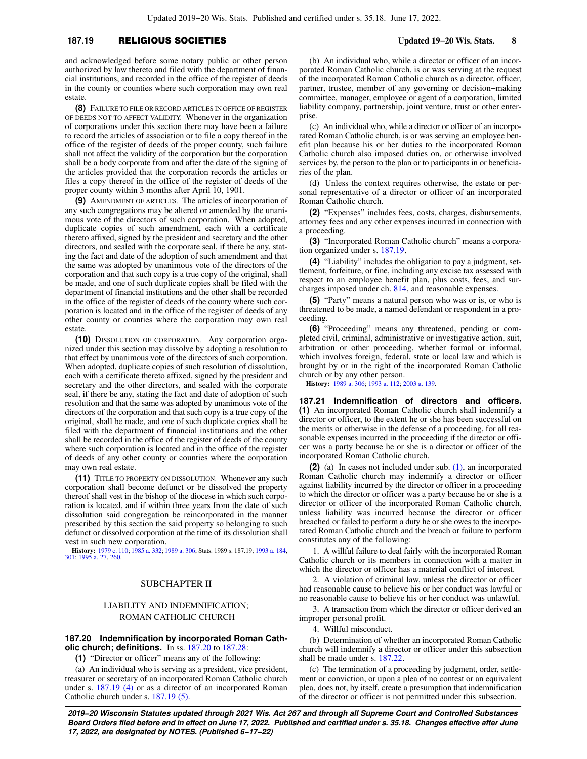and acknowledged before some notary public or other person authorized by law thereto and filed with the department of financial institutions, and recorded in the office of the register of deeds in the county or counties where such corporation may own real estate.

**(8)** FAILURE TO FILE OR RECORD ARTICLES IN OFFICE OF REGISTER OF DEEDS NOT TO AFFECT VALIDITY. Whenever in the organization of corporations under this section there may have been a failure to record the articles of association or to file a copy thereof in the office of the register of deeds of the proper county, such failure shall not affect the validity of the corporation but the corporation shall be a body corporate from and after the date of the signing of the articles provided that the corporation records the articles or files a copy thereof in the office of the register of deeds of the proper county within 3 months after April 10, 1901.

**(9)** AMENDMENT OF ARTICLES. The articles of incorporation of any such congregations may be altered or amended by the unanimous vote of the directors of such corporation. When adopted, duplicate copies of such amendment, each with a certificate thereto affixed, signed by the president and secretary and the other directors, and sealed with the corporate seal, if there be any, stating the fact and date of the adoption of such amendment and that the same was adopted by unanimous vote of the directors of the corporation and that such copy is a true copy of the original, shall be made, and one of such duplicate copies shall be filed with the department of financial institutions and the other shall be recorded in the office of the register of deeds of the county where such corporation is located and in the office of the register of deeds of any other county or counties where the corporation may own real estate.

**(10)** DISSOLUTION OF CORPORATION. Any corporation organized under this section may dissolve by adopting a resolution to that effect by unanimous vote of the directors of such corporation. When adopted, duplicate copies of such resolution of dissolution, each with a certificate thereto affixed, signed by the president and secretary and the other directors, and sealed with the corporate seal, if there be any, stating the fact and date of adoption of such resolution and that the same was adopted by unanimous vote of the directors of the corporation and that such copy is a true copy of the original, shall be made, and one of such duplicate copies shall be filed with the department of financial institutions and the other shall be recorded in the office of the register of deeds of the county where such corporation is located and in the office of the register of deeds of any other county or counties where the corporation may own real estate.

**(11)** TITLE TO PROPERTY ON DISSOLUTION. Whenever any such corporation shall become defunct or be dissolved the property thereof shall vest in the bishop of the diocese in which such corporation is located, and if within three years from the date of such dissolution said congregation be reincorporated in the manner prescribed by this section the said property so belonging to such defunct or dissolved corporation at the time of its dissolution shall vest in such new corporation.

**History:** 1979 c. 110; 1985 a. 332; 1989 a. 306; Stats. 1989 s. 187.19; 1993 a. 184, 301; 1995 a. 27, 260.

## SUBCHAPTER II

## LIABILITY AND INDEMNIFICATION; ROMAN CATHOLIC CHURCH

**187.20 Indemnification by incorporated Roman Catholic church; definitions.** In ss. 187.20 to 187.28:

**(1)** "Director or officer" means any of the following:

(a) An individual who is serving as a president, vice president, treasurer or secretary of an incorporated Roman Catholic church under s. 187.19 (4) or as a director of an incorporated Roman Catholic church under s. 187.19 (5).

(b) An individual who, while a director or officer of an incorporated Roman Catholic church, is or was serving at the request of the incorporated Roman Catholic church as a director, officer, partner, trustee, member of any governing or decision−making committee, manager, employee or agent of a corporation, limited liability company, partnership, joint venture, trust or other enterprise.

(c) An individual who, while a director or officer of an incorporated Roman Catholic church, is or was serving an employee benefit plan because his or her duties to the incorporated Roman Catholic church also imposed duties on, or otherwise involved services by, the person to the plan or to participants in or beneficiaries of the plan.

(d) Unless the context requires otherwise, the estate or personal representative of a director or officer of an incorporated Roman Catholic church.

**(2)** "Expenses" includes fees, costs, charges, disbursements, attorney fees and any other expenses incurred in connection with a proceeding.

**(3)** "Incorporated Roman Catholic church" means a corporation organized under s. 187.19.

**(4)** "Liability" includes the obligation to pay a judgment, settlement, forfeiture, or fine, including any excise tax assessed with respect to an employee benefit plan, plus costs, fees, and surcharges imposed under ch. 814, and reasonable expenses.

**(5)** "Party" means a natural person who was or is, or who is threatened to be made, a named defendant or respondent in a proceeding.

**(6)** "Proceeding" means any threatened, pending or completed civil, criminal, administrative or investigative action, suit, arbitration or other proceeding, whether formal or informal, which involves foreign, federal, state or local law and which is brought by or in the right of the incorporated Roman Catholic church or by any other person.

**History:** 1989 a. 306; 1993 a. 112; 2003 a. 139.

**187.21 Indemnification of directors and officers.** **(1)** An incorporated Roman Catholic church shall indemnify a director or officer, to the extent he or she has been successful on the merits or otherwise in the defense of a proceeding, for all reasonable expenses incurred in the proceeding if the director or officer was a party because he or she is a director or officer of the incorporated Roman Catholic church.

**(2)** (a) In cases not included under sub. (1), an incorporated Roman Catholic church may indemnify a director or officer against liability incurred by the director or officer in a proceeding to which the director or officer was a party because he or she is a director or officer of the incorporated Roman Catholic church, unless liability was incurred because the director or officer breached or failed to perform a duty he or she owes to the incorporated Roman Catholic church and the breach or failure to perform constitutes any of the following:

1. A willful failure to deal fairly with the incorporated Roman Catholic church or its members in connection with a matter in which the director or officer has a material conflict of interest.

2. A violation of criminal law, unless the director or officer had reasonable cause to believe his or her conduct was lawful or no reasonable cause to believe his or her conduct was unlawful.

3. A transaction from which the director or officer derived an improper personal profit.

4. Willful misconduct.

(b) Determination of whether an incorporated Roman Catholic church will indemnify a director or officer under this subsection shall be made under s. 187.22.

(c) The termination of a proceeding by judgment, order, settlement or conviction, or upon a plea of no contest or an equivalent plea, does not, by itself, create a presumption that indemnification of the director or officer is not permitted under this subsection.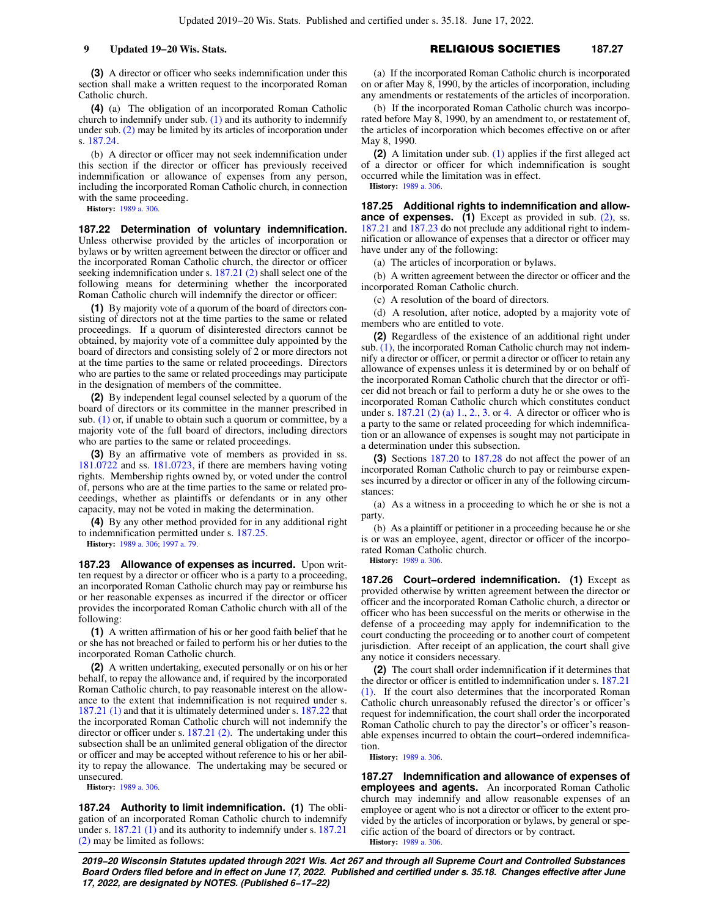**(3)** A director or officer who seeks indemnification under this section shall make a written request to the incorporated Roman Catholic church.

**(4)** (a) The obligation of an incorporated Roman Catholic church to indemnify under sub. (1) and its authority to indemnify under sub. (2) may be limited by its articles of incorporation under s. 187.24.

(b) A director or officer may not seek indemnification under this section if the director or officer has previously received indemnification or allowance of expenses from any person, including the incorporated Roman Catholic church, in connection with the same proceeding.

**History:** 1989 a. 306.

**187.22 Determination of voluntary indemnification.** Unless otherwise provided by the articles of incorporation or bylaws or by written agreement between the director or officer and the incorporated Roman Catholic church, the director or officer seeking indemnification under s. 187.21 (2) shall select one of the following means for determining whether the incorporated Roman Catholic church will indemnify the director or officer:

**(1)** By majority vote of a quorum of the board of directors consisting of directors not at the time parties to the same or related proceedings. If a quorum of disinterested directors cannot be obtained, by majority vote of a committee duly appointed by the board of directors and consisting solely of 2 or more directors not at the time parties to the same or related proceedings. Directors who are parties to the same or related proceedings may participate in the designation of members of the committee.

**(2)** By independent legal counsel selected by a quorum of the board of directors or its committee in the manner prescribed in sub. (1) or, if unable to obtain such a quorum or committee, by a majority vote of the full board of directors, including directors who are parties to the same or related proceedings.

**(3)** By an affirmative vote of members as provided in ss. 181.0722 and ss. 181.0723, if there are members having voting rights. Membership rights owned by, or voted under the control of, persons who are at the time parties to the same or related proceedings, whether as plaintiffs or defendants or in any other capacity, may not be voted in making the determination.

**(4)** By any other method provided for in any additional right to indemnification permitted under s. 187.25.

**History:** 1989 a. 306; 1997 a. 79.

**187.23 Allowance of expenses as incurred.** Upon written request by a director or officer who is a party to a proceeding, an incorporated Roman Catholic church may pay or reimburse his or her reasonable expenses as incurred if the director or officer provides the incorporated Roman Catholic church with all of the following:

**(1)** A written affirmation of his or her good faith belief that he or she has not breached or failed to perform his or her duties to the incorporated Roman Catholic church.

**(2)** A written undertaking, executed personally or on his or her behalf, to repay the allowance and, if required by the incorporated Roman Catholic church, to pay reasonable interest on the allowance to the extent that indemnification is not required under s. 187.21 (1) and that it is ultimately determined under s. 187.22 that the incorporated Roman Catholic church will not indemnify the director or officer under s. 187.21 (2). The undertaking under this subsection shall be an unlimited general obligation of the director or officer and may be accepted without reference to his or her ability to repay the allowance. The undertaking may be secured or unsecured.

**History:** 1989 a. 306.

**187.24 Authority to limit indemnification.** **(1)** The obligation of an incorporated Roman Catholic church to indemnify under s. 187.21 (1) and its authority to indemnify under s. 187.21 (2) may be limited as follows:

(a) If the incorporated Roman Catholic church is incorporated on or after May 8, 1990, by the articles of incorporation, including any amendments or restatements of the articles of incorporation.

(b) If the incorporated Roman Catholic church was incorporated before May 8, 1990, by an amendment to, or restatement of, the articles of incorporation which becomes effective on or after May 8, 1990.

**(2)** A limitation under sub. (1) applies if the first alleged act of a director or officer for which indemnification is sought occurred while the limitation was in effect.

**History:** 1989 a. 306.

**187.25 Additional rights to indemnification and allowance of expenses.** **(1)** Except as provided in sub. (2), ss. 187.21 and 187.23 do not preclude any additional right to indemnification or allowance of expenses that a director or officer may have under any of the following:

(a) The articles of incorporation or bylaws.

(b) A written agreement between the director or officer and the incorporated Roman Catholic church.

(c) A resolution of the board of directors.

(d) A resolution, after notice, adopted by a majority vote of members who are entitled to vote.

**(2)** Regardless of the existence of an additional right under sub. (1), the incorporated Roman Catholic church may not indemnify a director or officer, or permit a director or officer to retain any allowance of expenses unless it is determined by or on behalf of the incorporated Roman Catholic church that the director or officer did not breach or fail to perform a duty he or she owes to the incorporated Roman Catholic church which constitutes conduct under s. 187.21 (2) (a) 1., 2., 3. or 4. A director or officer who is a party to the same or related proceeding for which indemnification or an allowance of expenses is sought may not participate in a determination under this subsection.

**(3)** Sections 187.20 to 187.28 do not affect the power of an incorporated Roman Catholic church to pay or reimburse expenses incurred by a director or officer in any of the following circumstances:

(a) As a witness in a proceeding to which he or she is not a party.

(b) As a plaintiff or petitioner in a proceeding because he or she is or was an employee, agent, director or officer of the incorporated Roman Catholic church.

**History:** 1989 a. 306.

**187.26 Court-ordered indemnification.** **(1)** Except as provided otherwise by written agreement between the director or officer and the incorporated Roman Catholic church, a director or officer who has been successful on the merits or otherwise in the defense of a proceeding may apply for indemnification to the court conducting the proceeding or to another court of competent jurisdiction. After receipt of an application, the court shall give any notice it considers necessary.

**(2)** The court shall order indemnification if it determines that the director or officer is entitled to indemnification under s. 187.21 (1). If the court also determines that the incorporated Roman Catholic church unreasonably refused the director's or officer's request for indemnification, the court shall order the incorporated Roman Catholic church to pay the director's or officer's reasonable expenses incurred to obtain the court-ordered indemnification.

**History:** 1989 a. 306.

**187.27 Indemnification and allowance of expenses of employees and agents.** An incorporated Roman Catholic church may indemnify and allow reasonable expenses of an employee or agent who is not a director or officer to the extent provided by the articles of incorporation or bylaws, by general or specific action of the board of directors or by contract.

**History:** 1989 a. 306.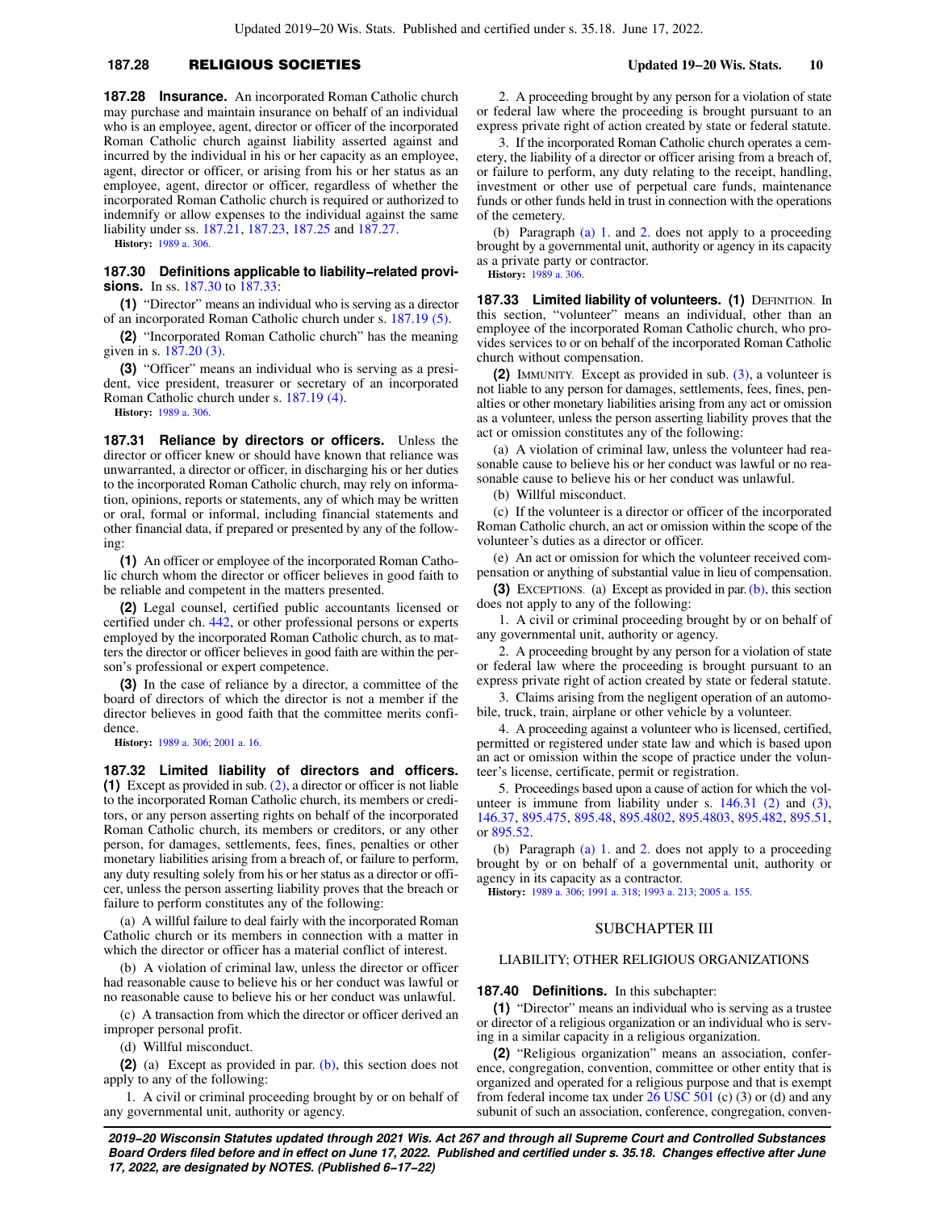**187.28 Insurance.** An incorporated Roman Catholic church may purchase and maintain insurance on behalf of an individual who is an employee, agent, director or officer of the incorporated Roman Catholic church against liability asserted against and incurred by the individual in his or her capacity as an employee, agent, director or officer, or arising from his or her status as an employee, agent, director or officer, regardless of whether the incorporated Roman Catholic church is required or authorized to indemnify or allow expenses to the individual against the same liability under ss. 187.21, 187.23, 187.25 and 187.27.

**History:** 1989 a. 306.

**187.30 Definitions applicable to liability−related provisions.** In ss. 187.30 to 187.33:

**(1)** "Director" means an individual who is serving as a director of an incorporated Roman Catholic church under s. 187.19 (5).

**(2)** "Incorporated Roman Catholic church" has the meaning given in s. 187.20 (3).

**(3)** "Officer" means an individual who is serving as a president, vice president, treasurer or secretary of an incorporated Roman Catholic church under s. 187.19 (4).

**History:** 1989 a. 306.

**187.31 Reliance by directors or officers.** Unless the director or officer knew or should have known that reliance was unwarranted, a director or officer, in discharging his or her duties to the incorporated Roman Catholic church, may rely on information, opinions, reports or statements, any of which may be written or oral, formal or informal, including financial statements and other financial data, if prepared or presented by any of the following:

**(1)** An officer or employee of the incorporated Roman Catholic church whom the director or officer believes in good faith to be reliable and competent in the matters presented.

**(2)** Legal counsel, certified public accountants licensed or certified under ch. 442, or other professional persons or experts employed by the incorporated Roman Catholic church, as to matters the director or officer believes in good faith are within the person's professional or expert competence.

**(3)** In the case of reliance by a director, a committee of the board of directors of which the director is not a member if the director believes in good faith that the committee merits confidence.

**History:** 1989 a. 306; 2001 a. 16.

**187.32 Limited liability of directors and officers.** **(1)** Except as provided in sub. (2), a director or officer is not liable to the incorporated Roman Catholic church, its members or creditors, or any person asserting rights on behalf of the incorporated Roman Catholic church, its members or creditors, or any other person, for damages, settlements, fees, fines, penalties or other monetary liabilities arising from a breach of, or failure to perform, any duty resulting solely from his or her status as a director or officer, unless the person asserting liability proves that the breach or failure to perform constitutes any of the following:

(a) A willful failure to deal fairly with the incorporated Roman Catholic church or its members in connection with a matter in which the director or officer has a material conflict of interest.

(b) A violation of criminal law, unless the director or officer had reasonable cause to believe his or her conduct was lawful or no reasonable cause to believe his or her conduct was unlawful.

(c) A transaction from which the director or officer derived an improper personal profit.

(d) Willful misconduct.

**(2)** (a) Except as provided in par. (b), this section does not apply to any of the following:

1. A civil or criminal proceeding brought by or on behalf of any governmental unit, authority or agency.

2. A proceeding brought by any person for a violation of state or federal law where the proceeding is brought pursuant to an express private right of action created by state or federal statute.

3. If the incorporated Roman Catholic church operates a cemetery, the liability of a director or officer arising from a breach of, or failure to perform, any duty relating to the receipt, handling, investment or other use of perpetual care funds, maintenance funds or other funds held in trust in connection with the operations of the cemetery.

(b) Paragraph (a) 1. and 2. does not apply to a proceeding brought by a governmental unit, authority or agency in its capacity as a private party or contractor.

**History:** 1989 a. 306.

**187.33 Limited liability of volunteers.** **(1)** DEFINITION. In this section, "volunteer" means an individual, other than an employee of the incorporated Roman Catholic church, who provides services to or on behalf of the incorporated Roman Catholic church without compensation.

**(2)** IMMUNITY. Except as provided in sub. (3), a volunteer is not liable to any person for damages, settlements, fees, fines, penalties or other monetary liabilities arising from any act or omission as a volunteer, unless the person asserting liability proves that the act or omission constitutes any of the following:

(a) A violation of criminal law, unless the volunteer had reasonable cause to believe his or her conduct was lawful or no reasonable cause to believe his or her conduct was unlawful.

(b) Willful misconduct.

(c) If the volunteer is a director or officer of the incorporated Roman Catholic church, an act or omission within the scope of the volunteer's duties as a director or officer.

(e) An act or omission for which the volunteer received compensation or anything of substantial value in lieu of compensation.

**(3)** EXCEPTIONS. (a) Except as provided in par. (b), this section does not apply to any of the following:

1. A civil or criminal proceeding brought by or on behalf of any governmental unit, authority or agency.

2. A proceeding brought by any person for a violation of state or federal law where the proceeding is brought pursuant to an express private right of action created by state or federal statute.

3. Claims arising from the negligent operation of an automobile, truck, train, airplane or other vehicle by a volunteer.

4. A proceeding against a volunteer who is licensed, certified, permitted or registered under state law and which is based upon an act or omission within the scope of practice under the volunteer's license, certificate, permit or registration.

5. Proceedings based upon a cause of action for which the volunteer is immune from liability under s. 146.31 (2) and (3), 146.37, 895.475, 895.48, 895.4802, 895.4803, 895.482, 895.51, or 895.52.

(b) Paragraph (a) 1. and 2. does not apply to a proceeding brought by or on behalf of a governmental unit, authority or agency in its capacity as a contractor.

**History:** 1989 a. 306; 1991 a. 318; 1993 a. 213; 2005 a. 155.

## SUBCHAPTER III

### LIABILITY; OTHER RELIGIOUS ORGANIZATIONS

**187.40 Definitions.** In this subchapter:

**(1)** "Director" means an individual who is serving as a trustee or director of a religious organization or an individual who is serving in a similar capacity in a religious organization.

**(2)** "Religious organization" means an association, conference, congregation, convention, committee or other entity that is organized and operated for a religious purpose and that is exempt from federal income tax under 26 USC 501 (c) (3) or (d) and any subunit of such an association, conference, congregation, conven-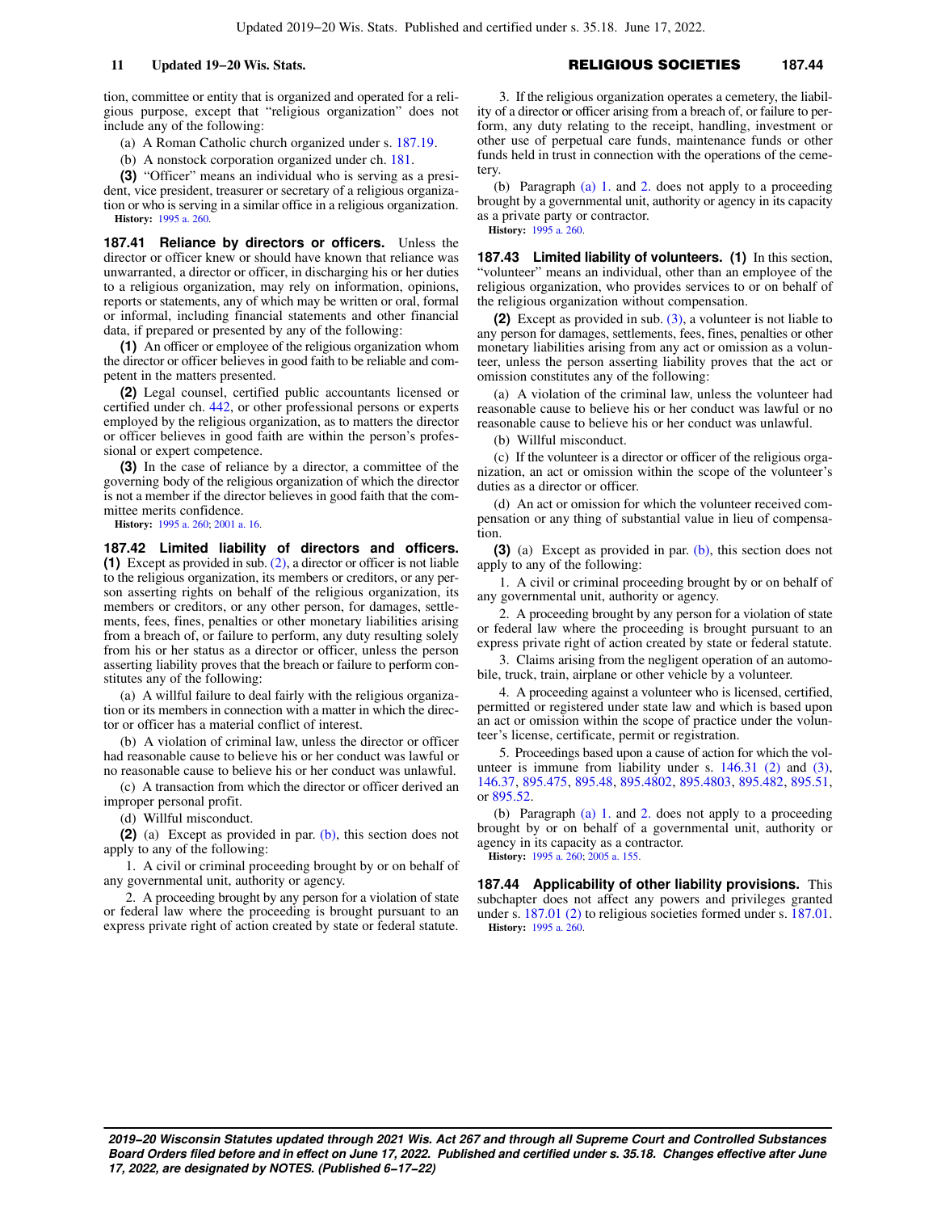tion, committee or entity that is organized and operated for a religious purpose, except that "religious organization" does not include any of the following:

(a) A Roman Catholic church organized under s. 187.19.

(b) A nonstock corporation organized under ch. 181.

**(3)** "Officer" means an individual who is serving as a president, vice president, treasurer or secretary of a religious organization or who is serving in a similar office in a religious organization.

**History:** 1995 a. 260.

**187.41 Reliance by directors or officers.** Unless the director or officer knew or should have known that reliance was unwarranted, a director or officer, in discharging his or her duties to a religious organization, may rely on information, opinions, reports or statements, any of which may be written or oral, formal or informal, including financial statements and other financial data, if prepared or presented by any of the following:

**(1)** An officer or employee of the religious organization whom the director or officer believes in good faith to be reliable and competent in the matters presented.

**(2)** Legal counsel, certified public accountants licensed or certified under ch. 442, or other professional persons or experts employed by the religious organization, as to matters the director or officer believes in good faith are within the person's professional or expert competence.

**(3)** In the case of reliance by a director, a committee of the governing body of the religious organization of which the director is not a member if the director believes in good faith that the committee merits confidence.

**History:** 1995 a. 260; 2001 a. 16.

**187.42 Limited liability of directors and officers. (1)** Except as provided in sub. (2), a director or officer is not liable to the religious organization, its members or creditors, or any person asserting rights on behalf of the religious organization, its members or creditors, or any other person, for damages, settlements, fees, fines, penalties or other monetary liabilities arising from a breach of, or failure to perform, any duty resulting solely from his or her status as a director or officer, unless the person asserting liability proves that the breach or failure to perform constitutes any of the following:

(a) A willful failure to deal fairly with the religious organization or its members in connection with a matter in which the director or officer has a material conflict of interest.

(b) A violation of criminal law, unless the director or officer had reasonable cause to believe his or her conduct was lawful or no reasonable cause to believe his or her conduct was unlawful.

(c) A transaction from which the director or officer derived an improper personal profit.

(d) Willful misconduct.

**(2)** (a) Except as provided in par. (b), this section does not apply to any of the following:

1. A civil or criminal proceeding brought by or on behalf of any governmental unit, authority or agency.

2. A proceeding brought by any person for a violation of state or federal law where the proceeding is brought pursuant to an express private right of action created by state or federal statute.

3. If the religious organization operates a cemetery, the liability of a director or officer arising from a breach of, or failure to perform, any duty relating to the receipt, handling, investment or other use of perpetual care funds, maintenance funds or other funds held in trust in connection with the operations of the cemetery.

(b) Paragraph (a) 1. and 2. does not apply to a proceeding brought by a governmental unit, authority or agency in its capacity as a private party or contractor.

**History:** 1995 a. 260.

**187.43 Limited liability of volunteers. (1)** In this section, "volunteer" means an individual, other than an employee of the religious organization, who provides services to or on behalf of the religious organization without compensation.

**(2)** Except as provided in sub. (3), a volunteer is not liable to any person for damages, settlements, fees, fines, penalties or other monetary liabilities arising from any act or omission as a volunteer, unless the person asserting liability proves that the act or omission constitutes any of the following:

(a) A violation of the criminal law, unless the volunteer had reasonable cause to believe his or her conduct was lawful or no reasonable cause to believe his or her conduct was unlawful.

(b) Willful misconduct.

(c) If the volunteer is a director or officer of the religious organization, an act or omission within the scope of the volunteer's duties as a director or officer.

(d) An act or omission for which the volunteer received compensation or any thing of substantial value in lieu of compensation.

**(3)** (a) Except as provided in par. (b), this section does not apply to any of the following:

1. A civil or criminal proceeding brought by or on behalf of any governmental unit, authority or agency.

2. A proceeding brought by any person for a violation of state or federal law where the proceeding is brought pursuant to an express private right of action created by state or federal statute.

3. Claims arising from the negligent operation of an automobile, truck, train, airplane or other vehicle by a volunteer.

4. A proceeding against a volunteer who is licensed, certified, permitted or registered under state law and which is based upon an act or omission within the scope of practice under the volunteer's license, certificate, permit or registration.

5. Proceedings based upon a cause of action for which the volunteer is immune from liability under s. 146.31 (2) and (3), 146.37, 895.475, 895.48, 895.4802, 895.4803, 895.482, 895.51, or 895.52.

(b) Paragraph (a) 1. and 2. does not apply to a proceeding brought by or on behalf of a governmental unit, authority or agency in its capacity as a contractor.

**History:** 1995 a. 260; 2005 a. 155.

**187.44 Applicability of other liability provisions.** This subchapter does not affect any powers and privileges granted under s. 187.01 (2) to religious societies formed under s. 187.01.

**History:** 1995 a. 260.